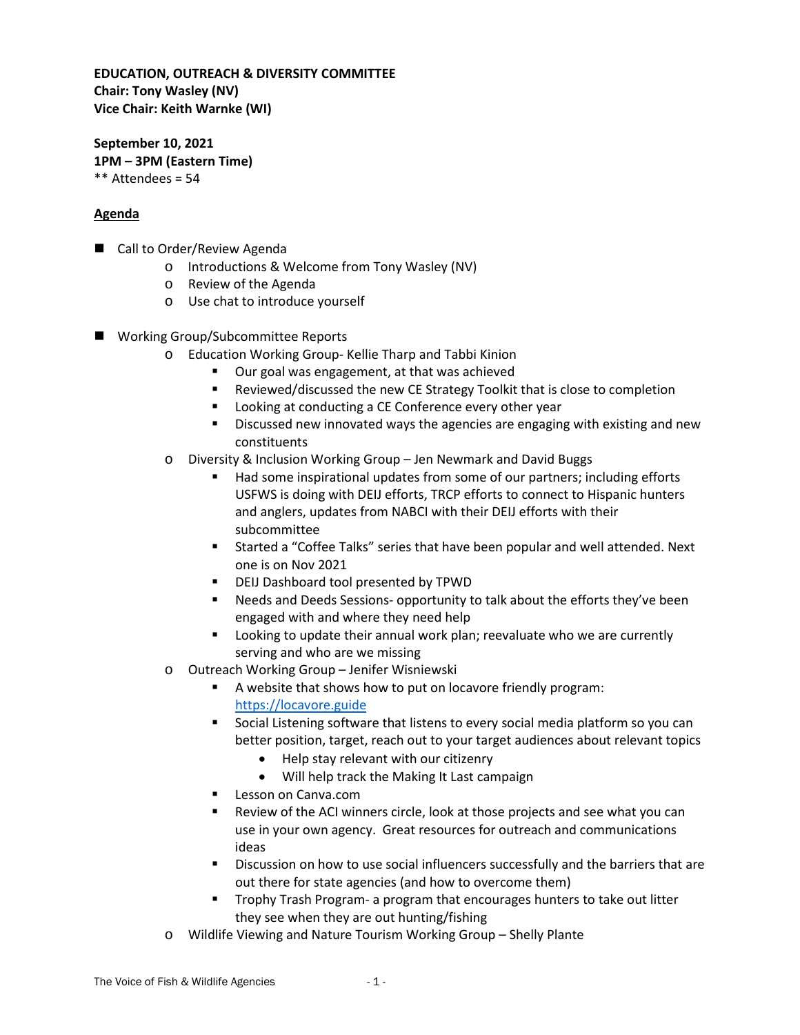**EDUCATION, OUTREACH & DIVERSITY COMMITTEE**
**Chair: Tony Wasley (NV)**
**Vice Chair: Keith Warnke (WI)**

**September 10, 2021**
**1PM – 3PM (Eastern Time)**
** Attendees = 54

**Agenda**

- Call to Order/Review Agenda
  - Introductions & Welcome from Tony Wasley (NV)
  - Review of the Agenda
  - Use chat to introduce yourself

- Working Group/Subcommittee Reports
  - Education Working Group- Kellie Tharp and Tabbi Kinion
    - Our goal was engagement, at that was achieved
    - Reviewed/discussed the new CE Strategy Toolkit that is close to completion
    - Looking at conducting a CE Conference every other year
    - Discussed new innovated ways the agencies are engaging with existing and new constituents
  - Diversity & Inclusion Working Group – Jen Newmark and David Buggs
    - Had some inspirational updates from some of our partners; including efforts USFWS is doing with DEIJ efforts, TRCP efforts to connect to Hispanic hunters and anglers, updates from NABCI with their DEIJ efforts with their subcommittee
    - Started a "Coffee Talks" series that have been popular and well attended. Next one is on Nov 2021
    - DEIJ Dashboard tool presented by TPWD
    - Needs and Deeds Sessions- opportunity to talk about the efforts they've been engaged with and where they need help
    - Looking to update their annual work plan; reevaluate who we are currently serving and who are we missing
  - Outreach Working Group – Jenifer Wisniewski
    - A website that shows how to put on locavore friendly program: [https://locavore.guide](https://locavore.guide)
    - Social Listening software that listens to every social media platform so you can better position, target, reach out to your target audiences about relevant topics
      - Help stay relevant with our citizenry
      - Will help track the Making It Last campaign
    - Lesson on Canva.com
    - Review of the ACI winners circle, look at those projects and see what you can use in your own agency. Great resources for outreach and communications ideas
    - Discussion on how to use social influencers successfully and the barriers that are out there for state agencies (and how to overcome them)
    - Trophy Trash Program- a program that encourages hunters to take out litter they see when they are out hunting/fishing
  - Wildlife Viewing and Nature Tourism Working Group – Shelly Plante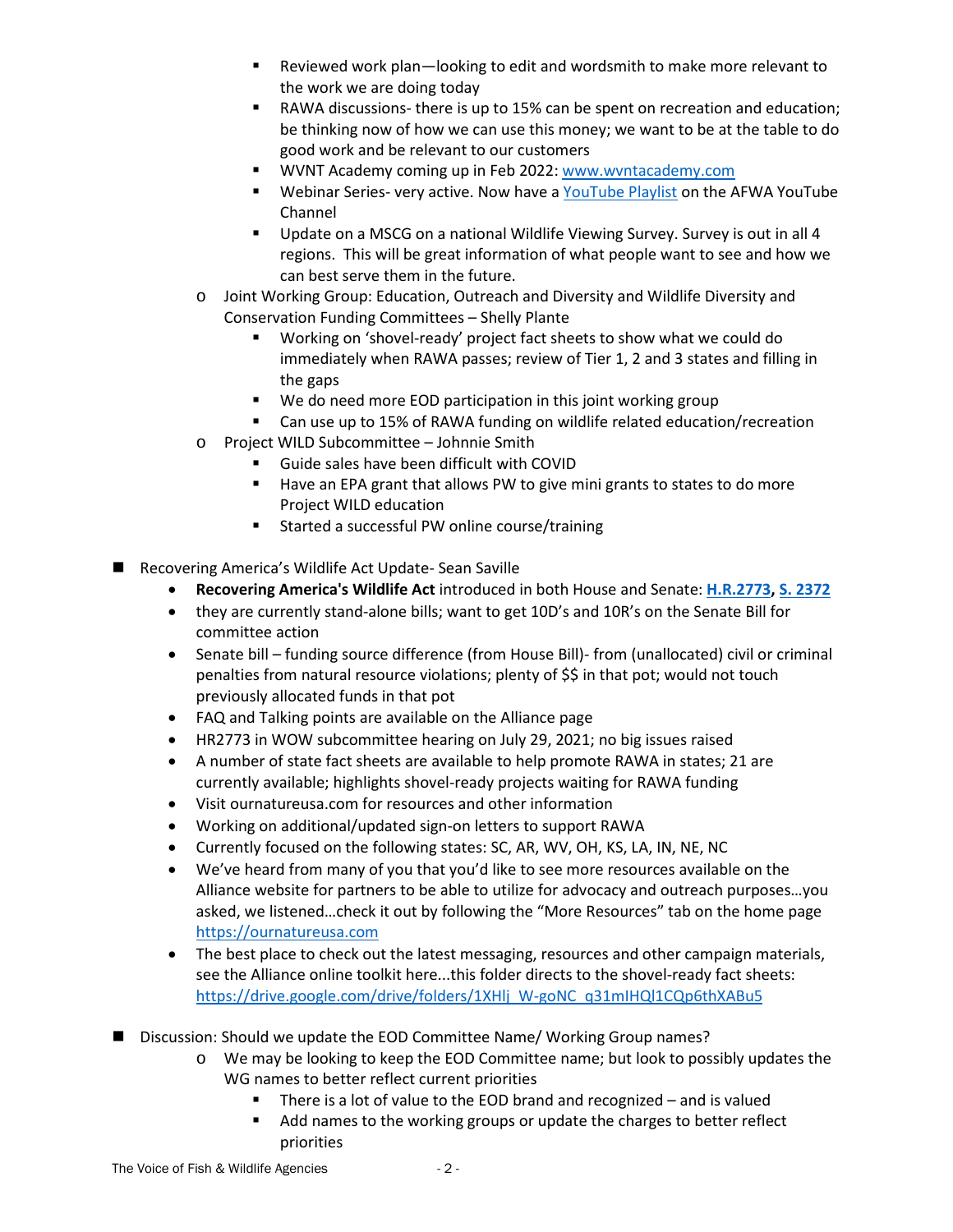- Reviewed work plan—looking to edit and wordsmith to make more relevant to the work we are doing today
        - RAWA discussions- there is up to 15% can be spent on recreation and education; be thinking now of how we can use this money; we want to be at the table to do good work and be relevant to our customers
        - WVNT Academy coming up in Feb 2022: [www.wvntacademy.com](http://www.wvntacademy.com)
        - Webinar Series- very active. Now have a [YouTube Playlist](#) on the AFWA YouTube Channel
        - Update on a MSCG on a national Wildlife Viewing Survey. Survey is out in all 4 regions. This will be great information of what people want to see and how we can best serve them in the future.
    - Joint Working Group: Education, Outreach and Diversity and Wildlife Diversity and Conservation Funding Committees – Shelly Plante
        - Working on 'shovel-ready' project fact sheets to show what we could do immediately when RAWA passes; review of Tier 1, 2 and 3 states and filling in the gaps
        - We do need more EOD participation in this joint working group
        - Can use up to 15% of RAWA funding on wildlife related education/recreation
    - Project WILD Subcommittee – Johnnie Smith
        - Guide sales have been difficult with COVID
        - Have an EPA grant that allows PW to give mini grants to states to do more Project WILD education
        - Started a successful PW online course/training

- Recovering America's Wildlife Act Update- Sean Saville
    - **Recovering America's Wildlife Act** introduced in both House and Senate: **[H.R.2773](#)**, **[S. 2372](#)**
    - they are currently stand-alone bills; want to get 10D's and 10R's on the Senate Bill for committee action
    - Senate bill – funding source difference (from House Bill)- from (unallocated) civil or criminal penalties from natural resource violations; plenty of $$ in that pot; would not touch previously allocated funds in that pot
    - FAQ and Talking points are available on the Alliance page
    - HR2773 in WOW subcommittee hearing on July 29, 2021; no big issues raised
    - A number of state fact sheets are available to help promote RAWA in states; 21 are currently available; highlights shovel-ready projects waiting for RAWA funding
    - Visit ournatureusa.com for resources and other information
    - Working on additional/updated sign-on letters to support RAWA
    - Currently focused on the following states: SC, AR, WV, OH, KS, LA, IN, NE, NC
    - We've heard from many of you that you'd like to see more resources available on the Alliance website for partners to be able to utilize for advocacy and outreach purposes…you asked, we listened…check it out by following the "More Resources" tab on the home page [https://ournatureusa.com](https://ournatureusa.com)
    - The best place to check out the latest messaging, resources and other campaign materials, see the Alliance online toolkit here...this folder directs to the shovel-ready fact sheets: [https://drive.google.com/drive/folders/1XHlj_W-goNC_q31mIHQl1CQp6thXABu5](https://drive.google.com/drive/folders/1XHlj_W-goNC_q31mIHQl1CQp6thXABu5)

- Discussion: Should we update the EOD Committee Name/ Working Group names?
    - We may be looking to keep the EOD Committee name; but look to possibly updates the WG names to better reflect current priorities
        - There is a lot of value to the EOD brand and recognized – and is valued
        - Add names to the working groups or update the charges to better reflect priorities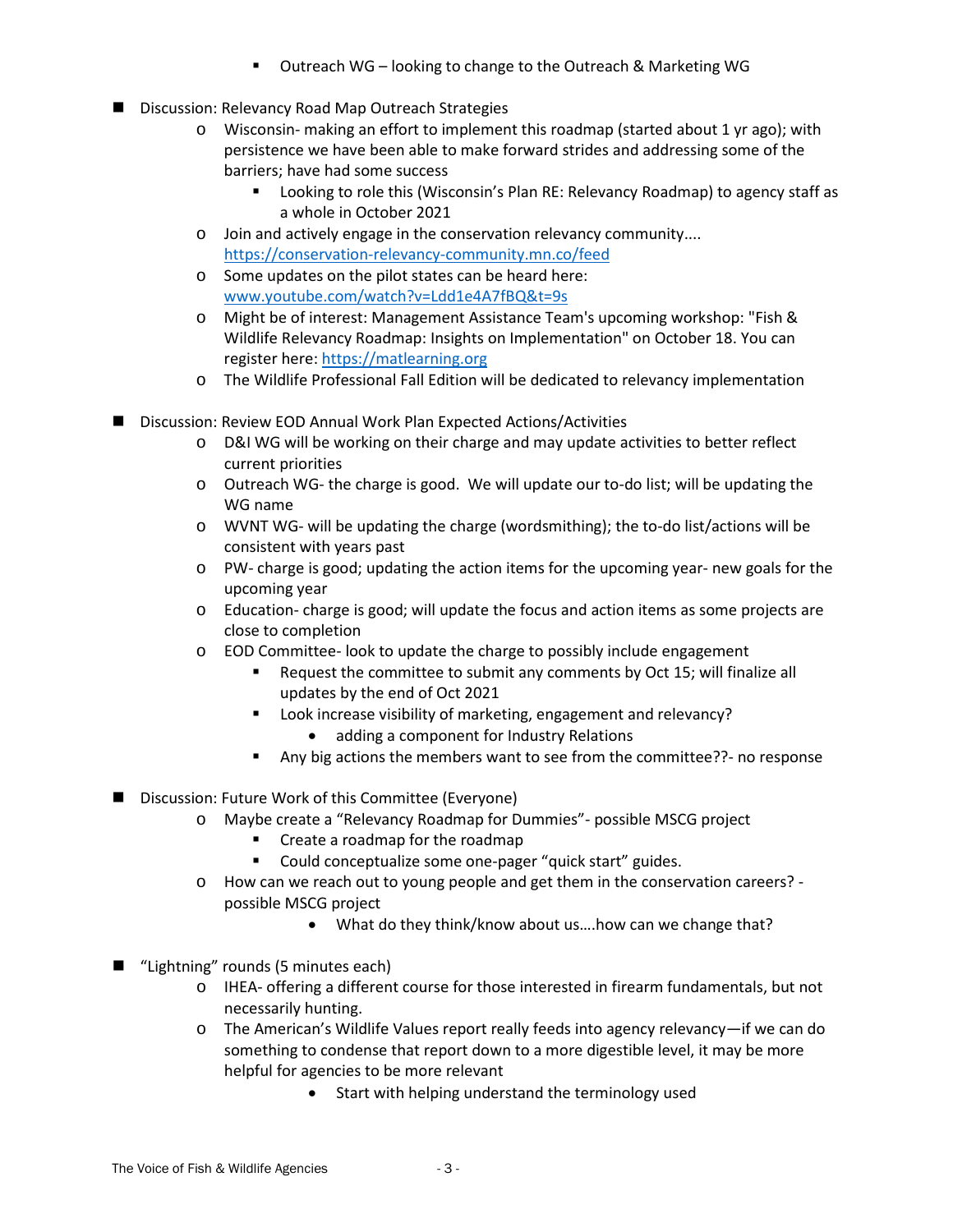- Outreach WG – looking to change to the Outreach & Marketing WG

- Discussion: Relevancy Road Map Outreach Strategies
    - Wisconsin- making an effort to implement this roadmap (started about 1 yr ago); with persistence we have been able to make forward strides and addressing some of the barriers; have had some success
        - Looking to role this (Wisconsin's Plan RE: Relevancy Roadmap) to agency staff as a whole in October 2021
    - Join and actively engage in the conservation relevancy community.... [https://conservation-relevancy-community.mn.co/feed](https://conservation-relevancy-community.mn.co/feed)
    - Some updates on the pilot states can be heard here: [www.youtube.com/watch?v=Ldd1e4A7fBQ&t=9s](www.youtube.com/watch?v=Ldd1e4A7fBQ&t=9s)
    - Might be of interest: Management Assistance Team's upcoming workshop: "Fish & Wildlife Relevancy Roadmap: Insights on Implementation" on October 18. You can register here: [https://matlearning.org](https://matlearning.org)
    - The Wildlife Professional Fall Edition will be dedicated to relevancy implementation

- Discussion: Review EOD Annual Work Plan Expected Actions/Activities
    - D&I WG will be working on their charge and may update activities to better reflect current priorities
    - Outreach WG- the charge is good. We will update our to-do list; will be updating the WG name
    - WVNT WG- will be updating the charge (wordsmithing); the to-do list/actions will be consistent with years past
    - PW- charge is good; updating the action items for the upcoming year- new goals for the upcoming year
    - Education- charge is good; will update the focus and action items as some projects are close to completion
    - EOD Committee- look to update the charge to possibly include engagement
        - Request the committee to submit any comments by Oct 15; will finalize all updates by the end of Oct 2021
        - Look increase visibility of marketing, engagement and relevancy?
            - adding a component for Industry Relations
        - Any big actions the members want to see from the committee??- no response

- Discussion: Future Work of this Committee (Everyone)
    - Maybe create a "Relevancy Roadmap for Dummies"- possible MSCG project
        - Create a roadmap for the roadmap
        - Could conceptualize some one-pager "quick start" guides.
    - How can we reach out to young people and get them in the conservation careers? - possible MSCG project
        - What do they think/know about us....how can we change that?

- "Lightning" rounds (5 minutes each)
    - IHEA- offering a different course for those interested in firearm fundamentals, but not necessarily hunting.
    - The American's Wildlife Values report really feeds into agency relevancy—if we can do something to condense that report down to a more digestible level, it may be more helpful for agencies to be more relevant
        - Start with helping understand the terminology used